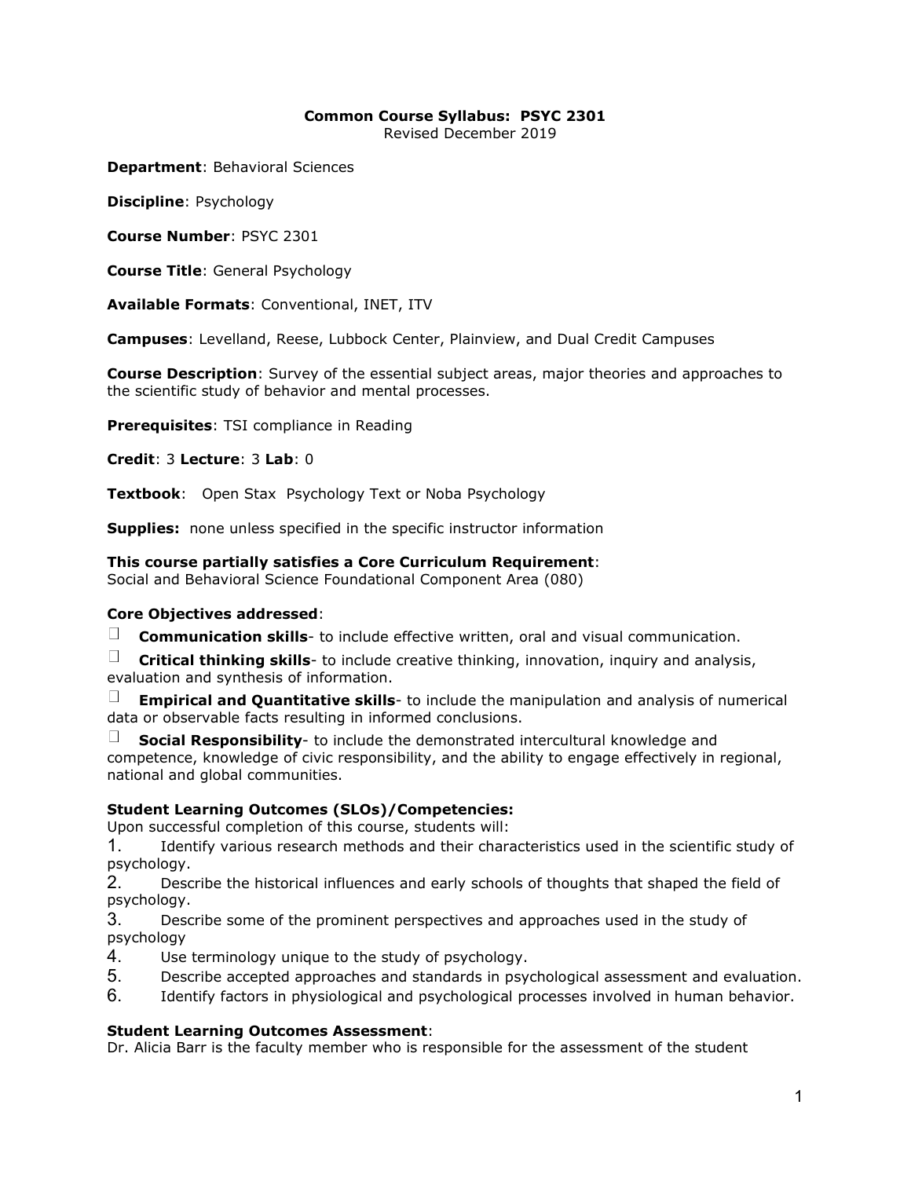**Common Course Syllabus: PSYC 2301**
Revised December 2019

**Department**: Behavioral Sciences

**Discipline**: Psychology

**Course Number**: PSYC 2301

**Course Title**: General Psychology

**Available Formats**: Conventional, INET, ITV

**Campuses**: Levelland, Reese, Lubbock Center, Plainview, and Dual Credit Campuses

**Course Description**: Survey of the essential subject areas, major theories and approaches to the scientific study of behavior and mental processes.

**Prerequisites**: TSI compliance in Reading

**Credit**: 3 **Lecture**: 3 **Lab**: 0

**Textbook**: Open Stax Psychology Text or Noba Psychology

**Supplies:** none unless specified in the specific instructor information

**This course partially satisfies a Core Curriculum Requirement**:
Social and Behavioral Science Foundational Component Area (080)

**Core Objectives addressed**:

- **Communication skills**- to include effective written, oral and visual communication.
- **Critical thinking skills**- to include creative thinking, innovation, inquiry and analysis, evaluation and synthesis of information.
- **Empirical and Quantitative skills**- to include the manipulation and analysis of numerical data or observable facts resulting in informed conclusions.
- **Social Responsibility**- to include the demonstrated intercultural knowledge and competence, knowledge of civic responsibility, and the ability to engage effectively in regional, national and global communities.

**Student Learning Outcomes (SLOs)/Competencies:**
Upon successful completion of this course, students will:

1. Identify various research methods and their characteristics used in the scientific study of psychology.
2. Describe the historical influences and early schools of thoughts that shaped the field of psychology.
3. Describe some of the prominent perspectives and approaches used in the study of psychology
4. Use terminology unique to the study of psychology.
5. Describe accepted approaches and standards in psychological assessment and evaluation.
6. Identify factors in physiological and psychological processes involved in human behavior.

**Student Learning Outcomes Assessment**:
Dr. Alicia Barr is the faculty member who is responsible for the assessment of the student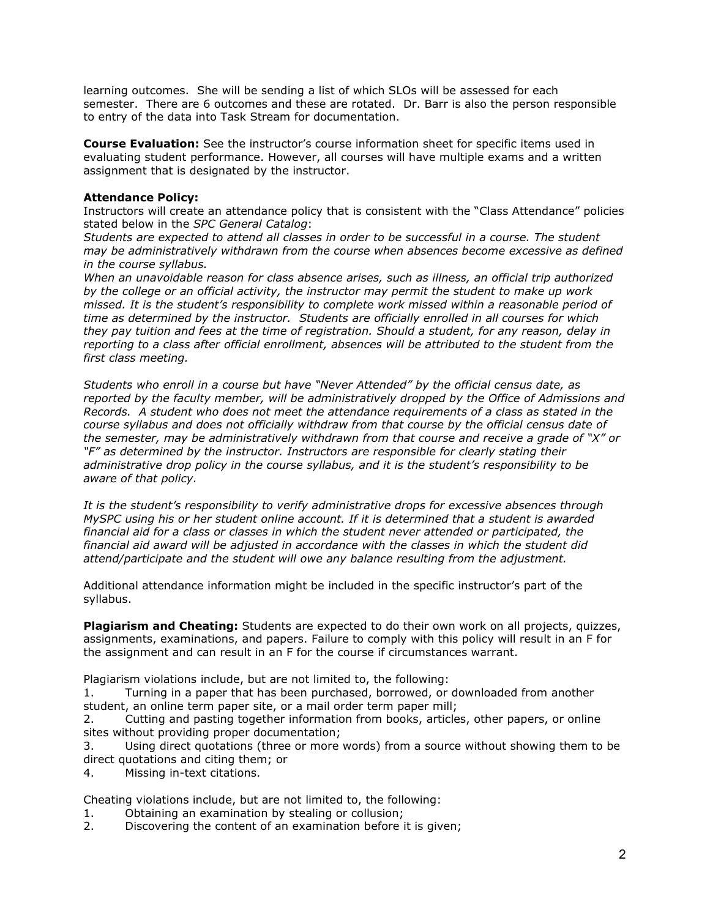learning outcomes. She will be sending a list of which SLOs will be assessed for each semester. There are 6 outcomes and these are rotated. Dr. Barr is also the person responsible to entry of the data into Task Stream for documentation.

**Course Evaluation:** See the instructor's course information sheet for specific items used in evaluating student performance. However, all courses will have multiple exams and a written assignment that is designated by the instructor.

**Attendance Policy:**
Instructors will create an attendance policy that is consistent with the "Class Attendance" policies stated below in the *SPC General Catalog*:
*Students are expected to attend all classes in order to be successful in a course. The student may be administratively withdrawn from the course when absences become excessive as defined in the course syllabus.*
*When an unavoidable reason for class absence arises, such as illness, an official trip authorized by the college or an official activity, the instructor may permit the student to make up work missed. It is the student's responsibility to complete work missed within a reasonable period of time as determined by the instructor. Students are officially enrolled in all courses for which they pay tuition and fees at the time of registration. Should a student, for any reason, delay in reporting to a class after official enrollment, absences will be attributed to the student from the first class meeting.*

*Students who enroll in a course but have "Never Attended" by the official census date, as reported by the faculty member, will be administratively dropped by the Office of Admissions and Records. A student who does not meet the attendance requirements of a class as stated in the course syllabus and does not officially withdraw from that course by the official census date of the semester, may be administratively withdrawn from that course and receive a grade of "X" or "F" as determined by the instructor. Instructors are responsible for clearly stating their administrative drop policy in the course syllabus, and it is the student's responsibility to be aware of that policy.*

*It is the student's responsibility to verify administrative drops for excessive absences through MySPC using his or her student online account. If it is determined that a student is awarded financial aid for a class or classes in which the student never attended or participated, the financial aid award will be adjusted in accordance with the classes in which the student did attend/participate and the student will owe any balance resulting from the adjustment.*

Additional attendance information might be included in the specific instructor's part of the syllabus.

**Plagiarism and Cheating:** Students are expected to do their own work on all projects, quizzes, assignments, examinations, and papers. Failure to comply with this policy will result in an F for the assignment and can result in an F for the course if circumstances warrant.

Plagiarism violations include, but are not limited to, the following:

1. Turning in a paper that has been purchased, borrowed, or downloaded from another student, an online term paper site, or a mail order term paper mill;
2. Cutting and pasting together information from books, articles, other papers, or online sites without providing proper documentation;
3. Using direct quotations (three or more words) from a source without showing them to be direct quotations and citing them; or
4. Missing in-text citations.

Cheating violations include, but are not limited to, the following:

1. Obtaining an examination by stealing or collusion;
2. Discovering the content of an examination before it is given;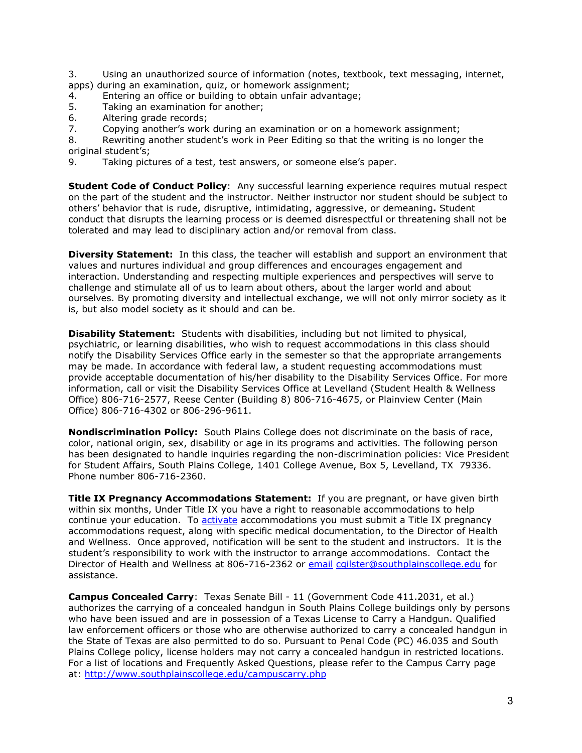3. Using an unauthorized source of information (notes, textbook, text messaging, internet, apps) during an examination, quiz, or homework assignment;
4. Entering an office or building to obtain unfair advantage;
5. Taking an examination for another;
6. Altering grade records;
7. Copying another's work during an examination or on a homework assignment;
8. Rewriting another student's work in Peer Editing so that the writing is no longer the original student's;
9. Taking pictures of a test, test answers, or someone else's paper.

**Student Code of Conduct Policy**: Any successful learning experience requires mutual respect on the part of the student and the instructor. Neither instructor nor student should be subject to others' behavior that is rude, disruptive, intimidating, aggressive, or demeaning**.** Student conduct that disrupts the learning process or is deemed disrespectful or threatening shall not be tolerated and may lead to disciplinary action and/or removal from class.

**Diversity Statement:** In this class, the teacher will establish and support an environment that values and nurtures individual and group differences and encourages engagement and interaction. Understanding and respecting multiple experiences and perspectives will serve to challenge and stimulate all of us to learn about others, about the larger world and about ourselves. By promoting diversity and intellectual exchange, we will not only mirror society as it is, but also model society as it should and can be.

**Disability Statement:** Students with disabilities, including but not limited to physical, psychiatric, or learning disabilities, who wish to request accommodations in this class should notify the Disability Services Office early in the semester so that the appropriate arrangements may be made. In accordance with federal law, a student requesting accommodations must provide acceptable documentation of his/her disability to the Disability Services Office. For more information, call or visit the Disability Services Office at Levelland (Student Health & Wellness Office) 806-716-2577, Reese Center (Building 8) 806-716-4675, or Plainview Center (Main Office) 806-716-4302 or 806-296-9611.

**Nondiscrimination Policy:** South Plains College does not discriminate on the basis of race, color, national origin, sex, disability or age in its programs and activities. The following person has been designated to handle inquiries regarding the non-discrimination policies: Vice President for Student Affairs, South Plains College, 1401 College Avenue, Box 5, Levelland, TX 79336. Phone number 806-716-2360.

**Title IX Pregnancy Accommodations Statement:** If you are pregnant, or have given birth within six months, Under Title IX you have a right to reasonable accommodations to help continue your education. To activate accommodations you must submit a Title IX pregnancy accommodations request, along with specific medical documentation, to the Director of Health and Wellness. Once approved, notification will be sent to the student and instructors. It is the student's responsibility to work with the instructor to arrange accommodations. Contact the Director of Health and Wellness at 806-716-2362 or email cgilster@southplainscollege.edu for assistance.

**Campus Concealed Carry**: Texas Senate Bill - 11 (Government Code 411.2031, et al.) authorizes the carrying of a concealed handgun in South Plains College buildings only by persons who have been issued and are in possession of a Texas License to Carry a Handgun. Qualified law enforcement officers or those who are otherwise authorized to carry a concealed handgun in the State of Texas are also permitted to do so. Pursuant to Penal Code (PC) 46.035 and South Plains College policy, license holders may not carry a concealed handgun in restricted locations. For a list of locations and Frequently Asked Questions, please refer to the Campus Carry page at: http://www.southplainscollege.edu/campuscarry.php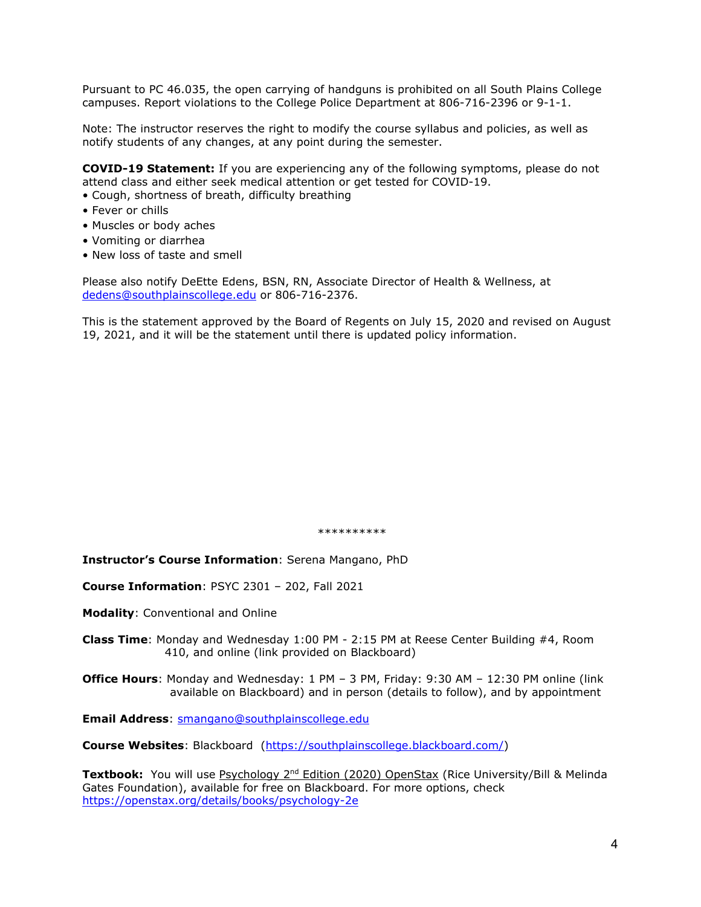Pursuant to PC 46.035, the open carrying of handguns is prohibited on all South Plains College campuses. Report violations to the College Police Department at 806-716-2396 or 9-1-1.

Note: The instructor reserves the right to modify the course syllabus and policies, as well as notify students of any changes, at any point during the semester.

**COVID-19 Statement:** If you are experiencing any of the following symptoms, please do not attend class and either seek medical attention or get tested for COVID-19.

- Cough, shortness of breath, difficulty breathing
- Fever or chills
- Muscles or body aches
- Vomiting or diarrhea
- New loss of taste and smell

Please also notify DeEtte Edens, BSN, RN, Associate Director of Health & Wellness, at dedens@southplainscollege.edu or 806-716-2376.

This is the statement approved by the Board of Regents on July 15, 2020 and revised on August 19, 2021, and it will be the statement until there is updated policy information.

**********

**Instructor's Course Information**: Serena Mangano, PhD

**Course Information**: PSYC 2301 – 202, Fall 2021

**Modality**: Conventional and Online

**Class Time**: Monday and Wednesday 1:00 PM - 2:15 PM at Reese Center Building #4, Room 410, and online (link provided on Blackboard)

**Office Hours**: Monday and Wednesday: 1 PM – 3 PM, Friday: 9:30 AM – 12:30 PM online (link available on Blackboard) and in person (details to follow), and by appointment

**Email Address**: smangano@southplainscollege.edu

**Course Websites**: Blackboard (https://southplainscollege.blackboard.com/)

**Textbook:** You will use Psychology 2nd Edition (2020) OpenStax (Rice University/Bill & Melinda Gates Foundation), available for free on Blackboard. For more options, check https://openstax.org/details/books/psychology-2e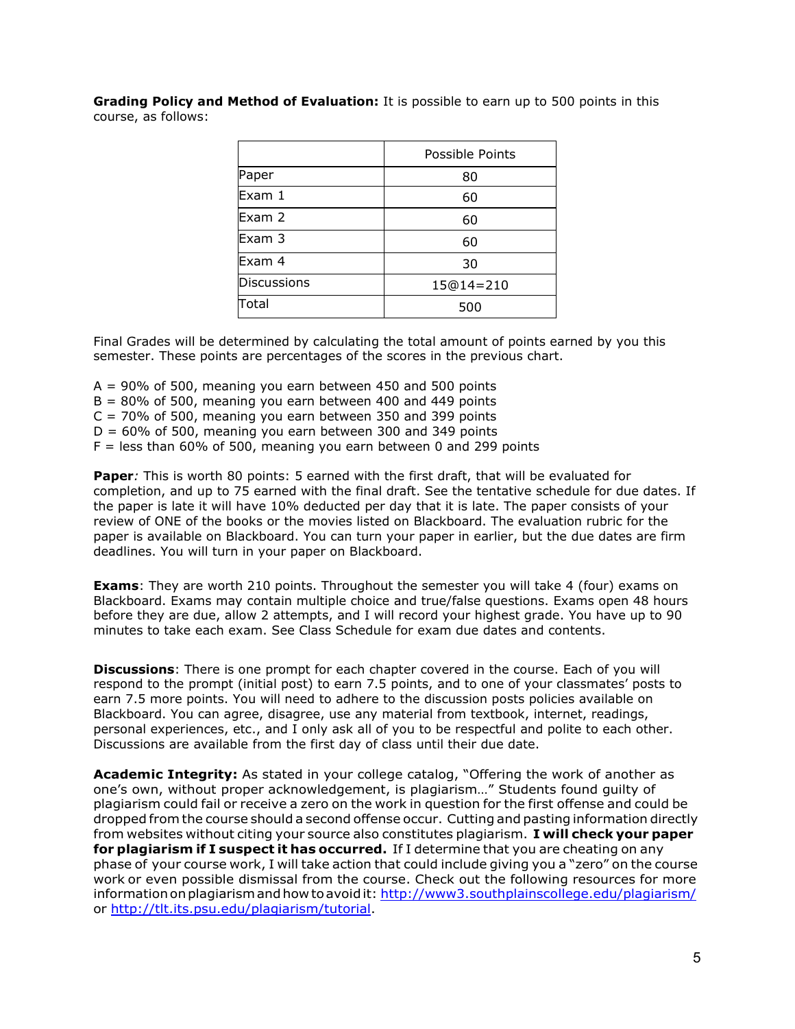**Grading Policy and Method of Evaluation:** It is possible to earn up to 500 points in this course, as follows:

| | Possible Points |
|---|---|
| Paper | 80 |
| Exam 1 | 60 |
| Exam 2 | 60 |
| Exam 3 | 60 |
| Exam 4 | 30 |
| Discussions | 15@14=210 |
| Total | 500 |

Final Grades will be determined by calculating the total amount of points earned by you this semester. These points are percentages of the scores in the previous chart.

A = 90% of 500, meaning you earn between 450 and 500 points
B = 80% of 500, meaning you earn between 400 and 449 points
C = 70% of 500, meaning you earn between 350 and 399 points
D = 60% of 500, meaning you earn between 300 and 349 points
F = less than 60% of 500, meaning you earn between 0 and 299 points

**Paper***:* This is worth 80 points: 5 earned with the first draft, that will be evaluated for completion, and up to 75 earned with the final draft. See the tentative schedule for due dates. If the paper is late it will have 10% deducted per day that it is late. The paper consists of your review of ONE of the books or the movies listed on Blackboard. The evaluation rubric for the paper is available on Blackboard. You can turn your paper in earlier, but the due dates are firm deadlines. You will turn in your paper on Blackboard.

**Exams**: They are worth 210 points. Throughout the semester you will take 4 (four) exams on Blackboard. Exams may contain multiple choice and true/false questions. Exams open 48 hours before they are due, allow 2 attempts, and I will record your highest grade. You have up to 90 minutes to take each exam. See Class Schedule for exam due dates and contents.

**Discussions**: There is one prompt for each chapter covered in the course. Each of you will respond to the prompt (initial post) to earn 7.5 points, and to one of your classmates' posts to earn 7.5 more points. You will need to adhere to the discussion posts policies available on Blackboard. You can agree, disagree, use any material from textbook, internet, readings, personal experiences, etc., and I only ask all of you to be respectful and polite to each other. Discussions are available from the first day of class until their due date.

**Academic Integrity:** As stated in your college catalog, "Offering the work of another as one's own, without proper acknowledgement, is plagiarism…" Students found guilty of plagiarism could fail or receive a zero on the work in question for the first offense and could be dropped from the course should a second offense occur. Cutting and pasting information directly from websites without citing your source also constitutes plagiarism. **I will check your paper for plagiarism if I suspect it has occurred.** If I determine that you are cheating on any phase of your course work, I will take action that could include giving you a "zero" on the course work or even possible dismissal from the course. Check out the following resources for more information on plagiarism and how to avoid it: http://www3.southplainscollege.edu/plagiarism/ or http://tlt.its.psu.edu/plagiarism/tutorial.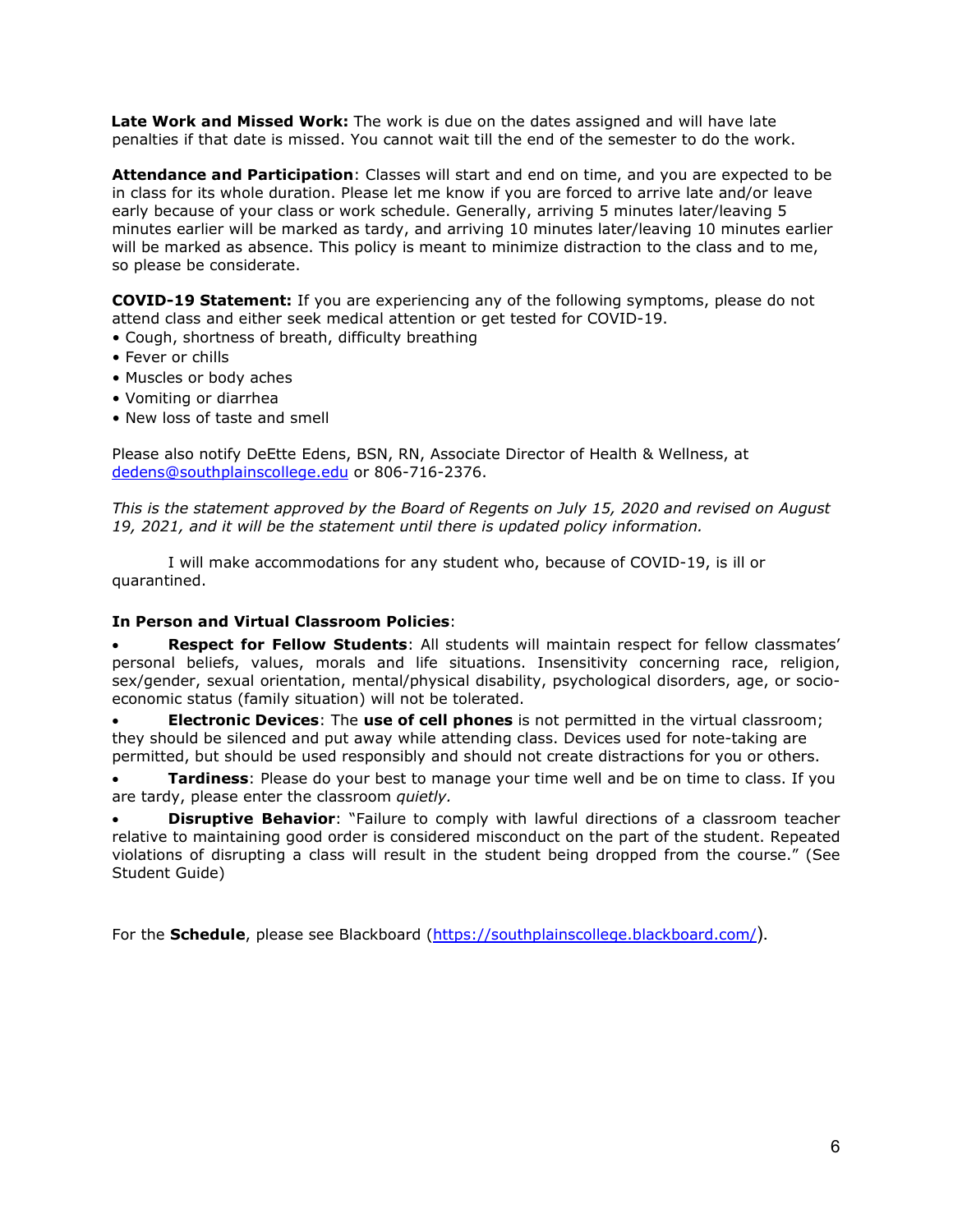**Late Work and Missed Work:** The work is due on the dates assigned and will have late penalties if that date is missed. You cannot wait till the end of the semester to do the work.

**Attendance and Participation**: Classes will start and end on time, and you are expected to be in class for its whole duration. Please let me know if you are forced to arrive late and/or leave early because of your class or work schedule. Generally, arriving 5 minutes later/leaving 5 minutes earlier will be marked as tardy, and arriving 10 minutes later/leaving 10 minutes earlier will be marked as absence. This policy is meant to minimize distraction to the class and to me, so please be considerate.

**COVID-19 Statement:** If you are experiencing any of the following symptoms, please do not attend class and either seek medical attention or get tested for COVID-19.

- Cough, shortness of breath, difficulty breathing
- Fever or chills
- Muscles or body aches
- Vomiting or diarrhea
- New loss of taste and smell

Please also notify DeEtte Edens, BSN, RN, Associate Director of Health & Wellness, at dedens@southplainscollege.edu or 806-716-2376.

*This is the statement approved by the Board of Regents on July 15, 2020 and revised on August 19, 2021, and it will be the statement until there is updated policy information.*

I will make accommodations for any student who, because of COVID-19, is ill or quarantined.

**In Person and Virtual Classroom Policies**:

- **Respect for Fellow Students**: All students will maintain respect for fellow classmates' personal beliefs, values, morals and life situations. Insensitivity concerning race, religion, sex/gender, sexual orientation, mental/physical disability, psychological disorders, age, or socio-economic status (family situation) will not be tolerated.
- **Electronic Devices**: The **use of cell phones** is not permitted in the virtual classroom; they should be silenced and put away while attending class. Devices used for note-taking are permitted, but should be used responsibly and should not create distractions for you or others.
- **Tardiness**: Please do your best to manage your time well and be on time to class. If you are tardy, please enter the classroom *quietly.*
- **Disruptive Behavior**: "Failure to comply with lawful directions of a classroom teacher relative to maintaining good order is considered misconduct on the part of the student. Repeated violations of disrupting a class will result in the student being dropped from the course." (See Student Guide)

For the **Schedule**, please see Blackboard (https://southplainscollege.blackboard.com/).